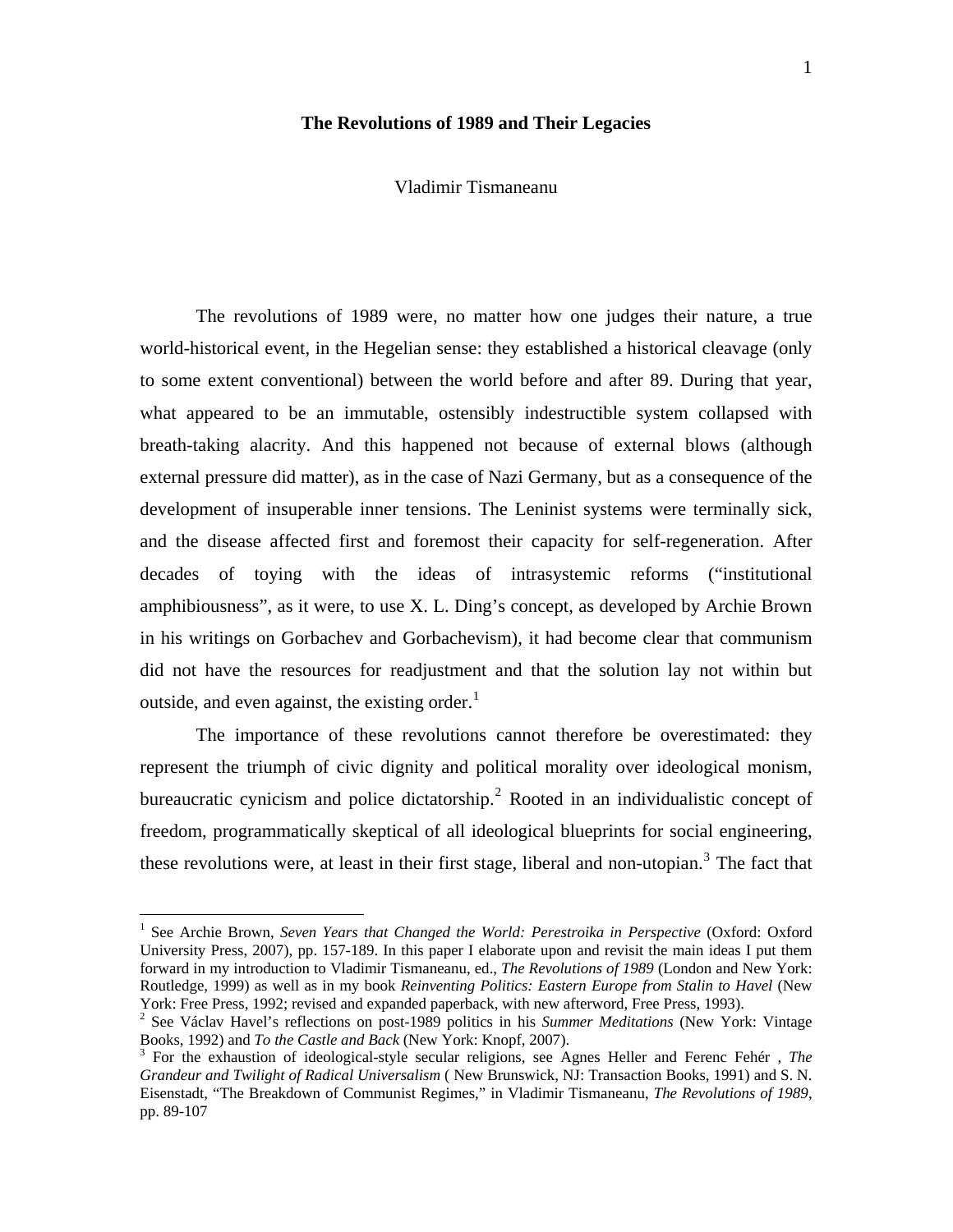# The Revolutions of 1989 and Their Legacies

Vladimir Tismaneanu

The revolutions of 1989 were, no matter how one judges their nature, a true world-historical event, in the Hegelian sense: they established a historical cleavage (only to some extent conventional) between the world before and after 89. During that year, what appeared to be an immutable, ostensibly indestructible system collapsed with breath-taking alacrity. And this happened not because of external blows (although external pressure did matter), as in the case of Nazi Germany, but as a consequence of the development of insuperable inner tensions. The Leninist systems were terminally sick, and the disease affected first and foremost their capacity for self-regeneration. After decades of toying with the ideas of intrasystemic reforms ("institutional amphibiousness", as it were, to use X. L. Ding's concept, as developed by Archie Brown in his writings on Gorbachev and Gorbachevism), it had become clear that communism did not have the resources for readjustment and that the solution lay not within but outside, and even against, the existing order.[1]

The importance of these revolutions cannot therefore be overestimated: they represent the triumph of civic dignity and political morality over ideological monism, bureaucratic cynicism and police dictatorship.[2] Rooted in an individualistic concept of freedom, programmatically skeptical of all ideological blueprints for social engineering, these revolutions were, at least in their first stage, liberal and non-utopian.[3] The fact that

---

[1] See Archie Brown, *Seven Years that Changed the World: Perestroika in Perspective* (Oxford: Oxford University Press, 2007), pp. 157-189. In this paper I elaborate upon and revisit the main ideas I put them forward in my introduction to Vladimir Tismaneanu, ed., *The Revolutions of 1989* (London and New York: Routledge, 1999) as well as in my book *Reinventing Politics: Eastern Europe from Stalin to Havel* (New York: Free Press, 1992; revised and expanded paperback, with new afterword, Free Press, 1993).

[2] See Václav Havel's reflections on post-1989 politics in his *Summer Meditations* (New York: Vintage Books, 1992) and *To the Castle and Back* (New York: Knopf, 2007).

[3] For the exhaustion of ideological-style secular religions, see Agnes Heller and Ferenc Fehér , *The Grandeur and Twilight of Radical Universalism* ( New Brunswick, NJ: Transaction Books, 1991) and S. N. Eisenstadt, "The Breakdown of Communist Regimes," in Vladimir Tismaneanu, *The Revolutions of 1989*, pp. 89-107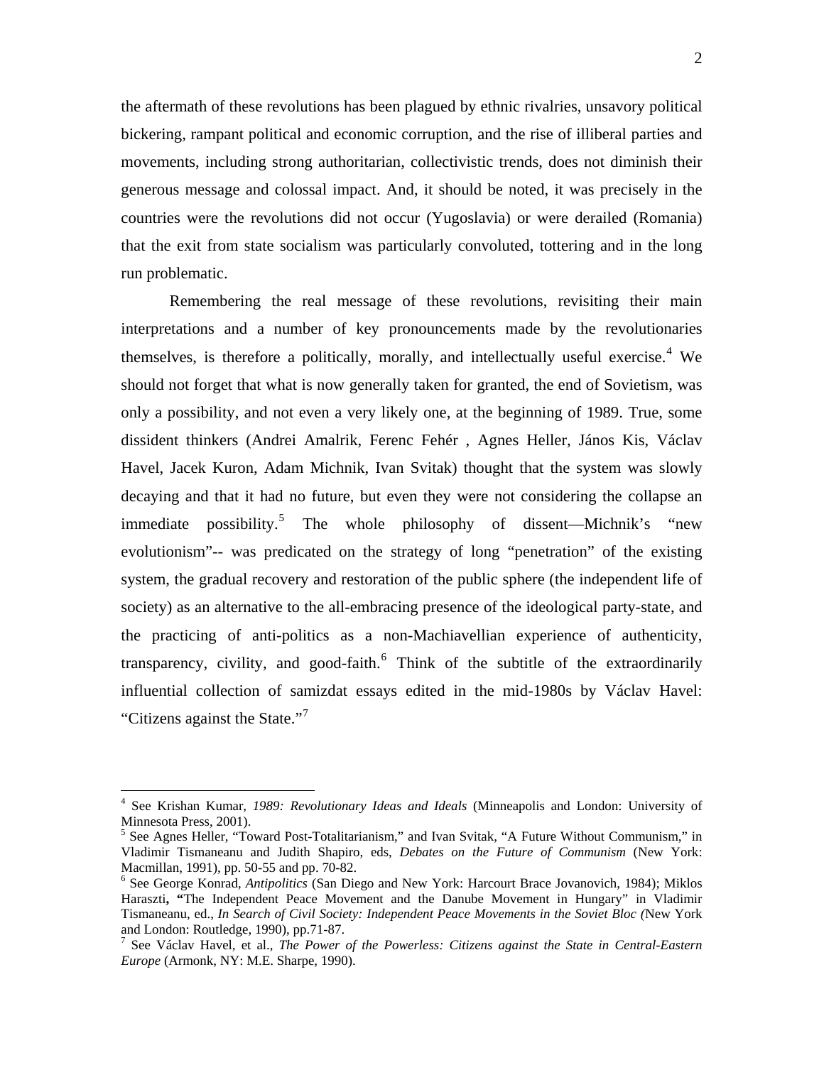the aftermath of these revolutions has been plagued by ethnic rivalries, unsavory political bickering, rampant political and economic corruption, and the rise of illiberal parties and movements, including strong authoritarian, collectivistic trends, does not diminish their generous message and colossal impact. And, it should be noted, it was precisely in the countries were the revolutions did not occur (Yugoslavia) or were derailed (Romania) that the exit from state socialism was particularly convoluted, tottering and in the long run problematic.

Remembering the real message of these revolutions, revisiting their main interpretations and a number of key pronouncements made by the revolutionaries themselves, is therefore a politically, morally, and intellectually useful exercise.[4] We should not forget that what is now generally taken for granted, the end of Sovietism, was only a possibility, and not even a very likely one, at the beginning of 1989. True, some dissident thinkers (Andrei Amalrik, Ferenc Fehér , Agnes Heller, János Kis, Václav Havel, Jacek Kuron, Adam Michnik, Ivan Svitak) thought that the system was slowly decaying and that it had no future, but even they were not considering the collapse an immediate possibility.[5] The whole philosophy of dissent—Michnik's "new evolutionism"-- was predicated on the strategy of long "penetration" of the existing system, the gradual recovery and restoration of the public sphere (the independent life of society) as an alternative to the all-embracing presence of the ideological party-state, and the practicing of anti-politics as a non-Machiavellian experience of authenticity, transparency, civility, and good-faith.[6] Think of the subtitle of the extraordinarily influential collection of samizdat essays edited in the mid-1980s by Václav Havel: "Citizens against the State."[7]

---

[4] See Krishan Kumar, *1989: Revolutionary Ideas and Ideals* (Minneapolis and London: University of Minnesota Press, 2001).

[5] See Agnes Heller, "Toward Post-Totalitarianism," and Ivan Svitak, "A Future Without Communism," in Vladimir Tismaneanu and Judith Shapiro, eds, *Debates on the Future of Communism* (New York: Macmillan, 1991), pp. 50-55 and pp. 70-82.

[6] See George Konrad, *Antipolitics* (San Diego and New York: Harcourt Brace Jovanovich, 1984); Miklos Haraszti**, "**The Independent Peace Movement and the Danube Movement in Hungary" in Vladimir Tismaneanu, ed., *In Search of Civil Society: Independent Peace Movements in the Soviet Bloc (*New York and London: Routledge, 1990), pp.71-87.

[7] See Václav Havel, et al., *The Power of the Powerless: Citizens against the State in Central-Eastern Europe* (Armonk, NY: M.E. Sharpe, 1990).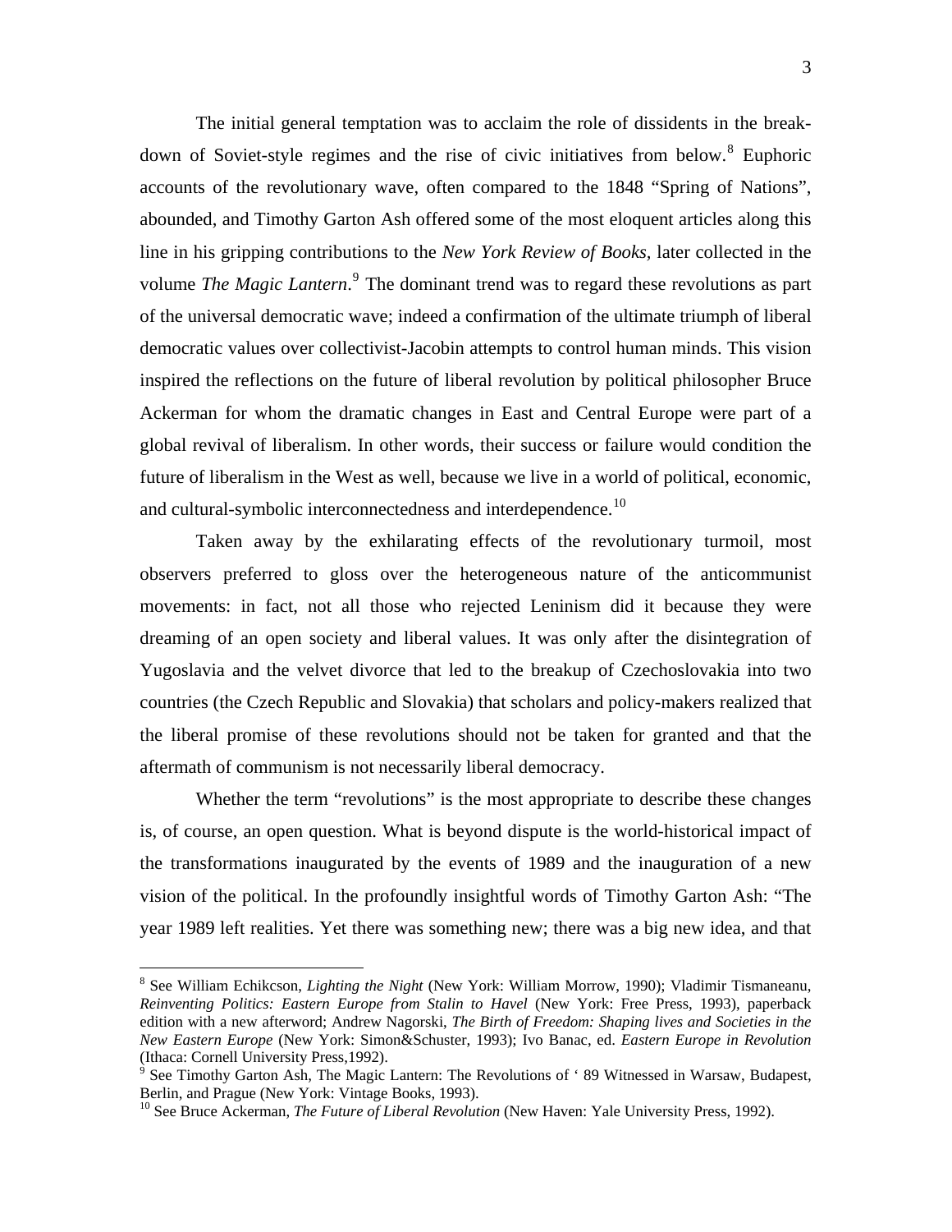The initial general temptation was to acclaim the role of dissidents in the break-down of Soviet-style regimes and the rise of civic initiatives from below.[8] Euphoric accounts of the revolutionary wave, often compared to the 1848 "Spring of Nations", abounded, and Timothy Garton Ash offered some of the most eloquent articles along this line in his gripping contributions to the *New York Review of Books,* later collected in the volume *The Magic Lantern*.[9] The dominant trend was to regard these revolutions as part of the universal democratic wave; indeed a confirmation of the ultimate triumph of liberal democratic values over collectivist-Jacobin attempts to control human minds. This vision inspired the reflections on the future of liberal revolution by political philosopher Bruce Ackerman for whom the dramatic changes in East and Central Europe were part of a global revival of liberalism. In other words, their success or failure would condition the future of liberalism in the West as well, because we live in a world of political, economic, and cultural-symbolic interconnectedness and interdependence.[10]

Taken away by the exhilarating effects of the revolutionary turmoil, most observers preferred to gloss over the heterogeneous nature of the anticommunist movements: in fact, not all those who rejected Leninism did it because they were dreaming of an open society and liberal values. It was only after the disintegration of Yugoslavia and the velvet divorce that led to the breakup of Czechoslovakia into two countries (the Czech Republic and Slovakia) that scholars and policy-makers realized that the liberal promise of these revolutions should not be taken for granted and that the aftermath of communism is not necessarily liberal democracy.

Whether the term "revolutions" is the most appropriate to describe these changes is, of course, an open question. What is beyond dispute is the world-historical impact of the transformations inaugurated by the events of 1989 and the inauguration of a new vision of the political. In the profoundly insightful words of Timothy Garton Ash: "The year 1989 left realities. Yet there was something new; there was a big new idea, and that

---

[8] See William Echikcson, *Lighting the Night* (New York: William Morrow, 1990); Vladimir Tismaneanu, *Reinventing Politics: Eastern Europe from Stalin to Havel* (New York: Free Press, 1993), paperback edition with a new afterword; Andrew Nagorski, *The Birth of Freedom: Shaping lives and Societies in the New Eastern Europe* (New York: Simon&Schuster, 1993); Ivo Banac, ed. *Eastern Europe in Revolution* (Ithaca: Cornell University Press,1992).

[9] See Timothy Garton Ash, The Magic Lantern: The Revolutions of ' 89 Witnessed in Warsaw, Budapest, Berlin, and Prague (New York: Vintage Books, 1993).

[10] See Bruce Ackerman, *The Future of Liberal Revolution* (New Haven: Yale University Press, 1992).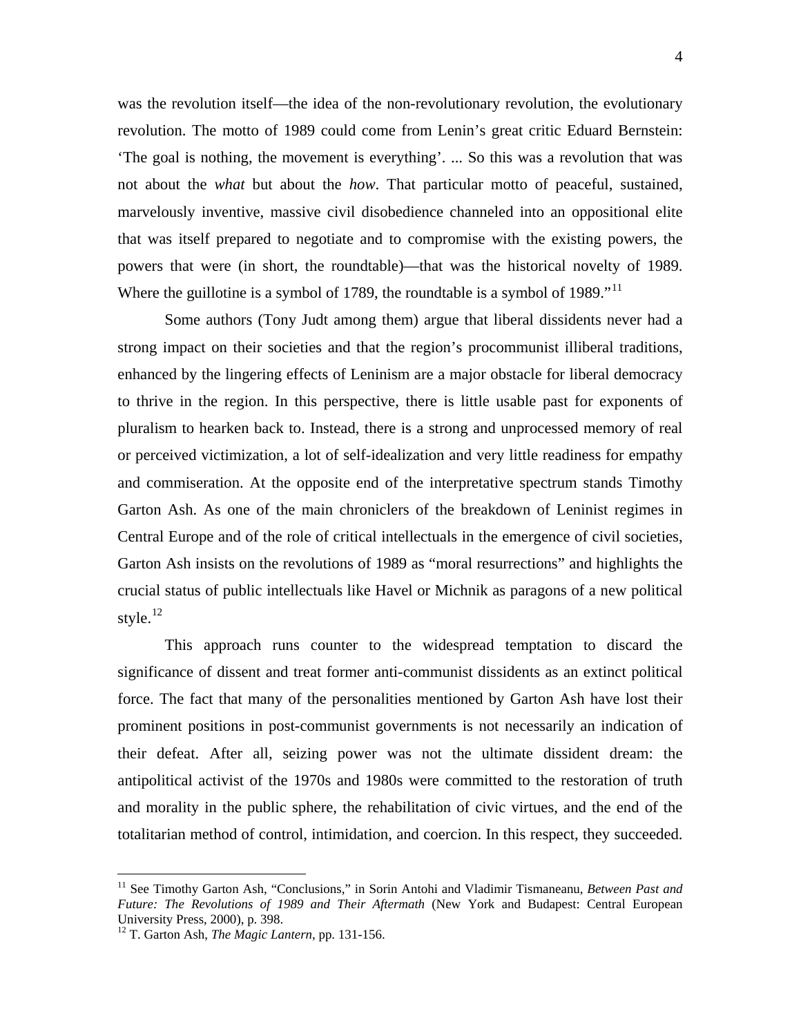was the revolution itself—the idea of the non-revolutionary revolution, the evolutionary revolution. The motto of 1989 could come from Lenin's great critic Eduard Bernstein: 'The goal is nothing, the movement is everything'. ... So this was a revolution that was not about the *what* but about the *how*. That particular motto of peaceful, sustained, marvelously inventive, massive civil disobedience channeled into an oppositional elite that was itself prepared to negotiate and to compromise with the existing powers, the powers that were (in short, the roundtable)—that was the historical novelty of 1989. Where the guillotine is a symbol of 1789, the roundtable is a symbol of 1989."[11]

Some authors (Tony Judt among them) argue that liberal dissidents never had a strong impact on their societies and that the region's procommunist illiberal traditions, enhanced by the lingering effects of Leninism are a major obstacle for liberal democracy to thrive in the region. In this perspective, there is little usable past for exponents of pluralism to hearken back to. Instead, there is a strong and unprocessed memory of real or perceived victimization, a lot of self-idealization and very little readiness for empathy and commiseration. At the opposite end of the interpretative spectrum stands Timothy Garton Ash. As one of the main chroniclers of the breakdown of Leninist regimes in Central Europe and of the role of critical intellectuals in the emergence of civil societies, Garton Ash insists on the revolutions of 1989 as "moral resurrections" and highlights the crucial status of public intellectuals like Havel or Michnik as paragons of a new political style.[12]

This approach runs counter to the widespread temptation to discard the significance of dissent and treat former anti-communist dissidents as an extinct political force. The fact that many of the personalities mentioned by Garton Ash have lost their prominent positions in post-communist governments is not necessarily an indication of their defeat. After all, seizing power was not the ultimate dissident dream: the antipolitical activist of the 1970s and 1980s were committed to the restoration of truth and morality in the public sphere, the rehabilitation of civic virtues, and the end of the totalitarian method of control, intimidation, and coercion. In this respect, they succeeded.

---

[11] See Timothy Garton Ash, "Conclusions," in Sorin Antohi and Vladimir Tismaneanu, *Between Past and Future: The Revolutions of 1989 and Their Aftermath* (New York and Budapest: Central European University Press, 2000), p. 398.

[12] T. Garton Ash, *The Magic Lantern*, pp. 131-156.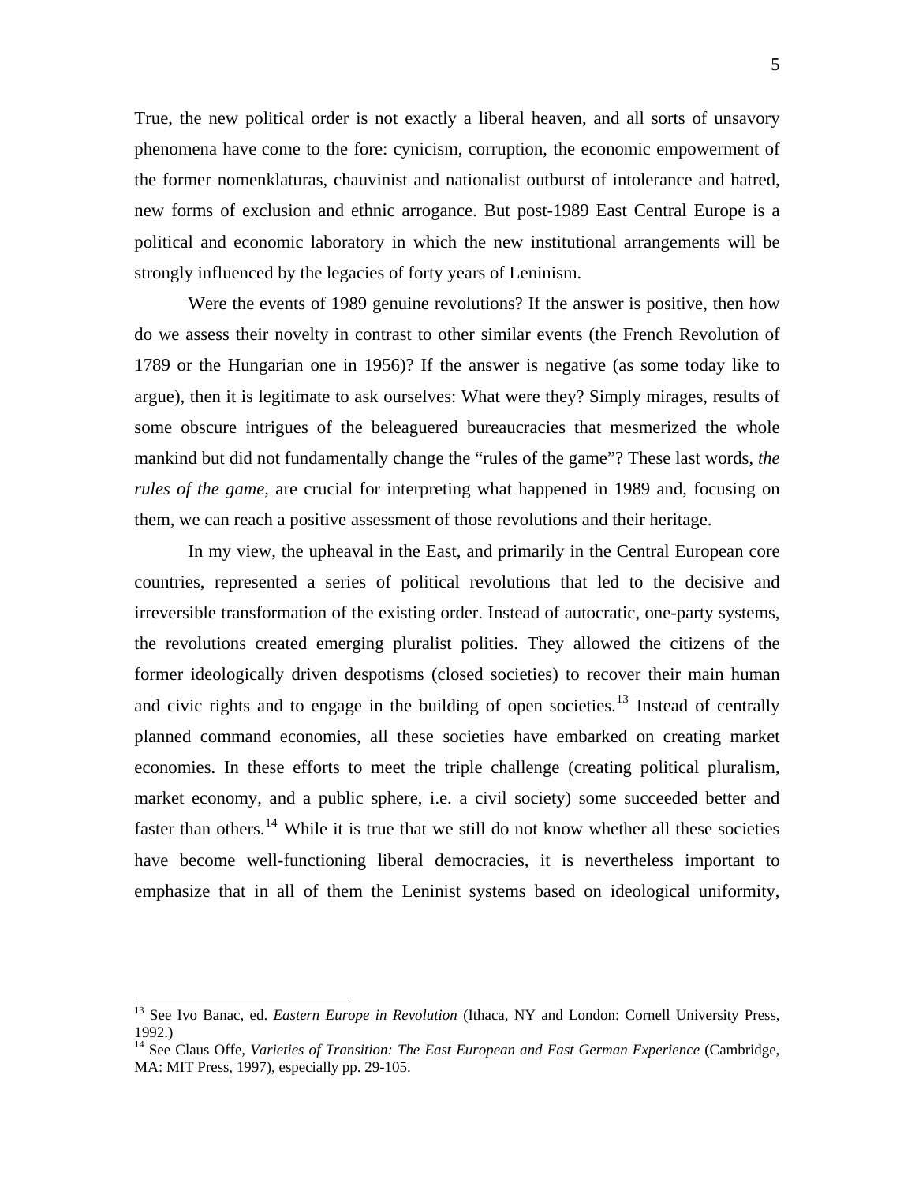True, the new political order is not exactly a liberal heaven, and all sorts of unsavory phenomena have come to the fore: cynicism, corruption, the economic empowerment of the former nomenklaturas, chauvinist and nationalist outburst of intolerance and hatred, new forms of exclusion and ethnic arrogance. But post-1989 East Central Europe is a political and economic laboratory in which the new institutional arrangements will be strongly influenced by the legacies of forty years of Leninism.

Were the events of 1989 genuine revolutions? If the answer is positive, then how do we assess their novelty in contrast to other similar events (the French Revolution of 1789 or the Hungarian one in 1956)? If the answer is negative (as some today like to argue), then it is legitimate to ask ourselves: What were they? Simply mirages, results of some obscure intrigues of the beleaguered bureaucracies that mesmerized the whole mankind but did not fundamentally change the "rules of the game"? These last words, *the rules of the game*, are crucial for interpreting what happened in 1989 and, focusing on them, we can reach a positive assessment of those revolutions and their heritage.

In my view, the upheaval in the East, and primarily in the Central European core countries, represented a series of political revolutions that led to the decisive and irreversible transformation of the existing order. Instead of autocratic, one-party systems, the revolutions created emerging pluralist polities. They allowed the citizens of the former ideologically driven despotisms (closed societies) to recover their main human and civic rights and to engage in the building of open societies.[13] Instead of centrally planned command economies, all these societies have embarked on creating market economies. In these efforts to meet the triple challenge (creating political pluralism, market economy, and a public sphere, i.e. a civil society) some succeeded better and faster than others.[14] While it is true that we still do not know whether all these societies have become well-functioning liberal democracies, it is nevertheless important to emphasize that in all of them the Leninist systems based on ideological uniformity,

---

[13] See Ivo Banac, ed. *Eastern Europe in Revolution* (Ithaca, NY and London: Cornell University Press, 1992.)

[14] See Claus Offe, *Varieties of Transition: The East European and East German Experience* (Cambridge, MA: MIT Press, 1997), especially pp. 29-105.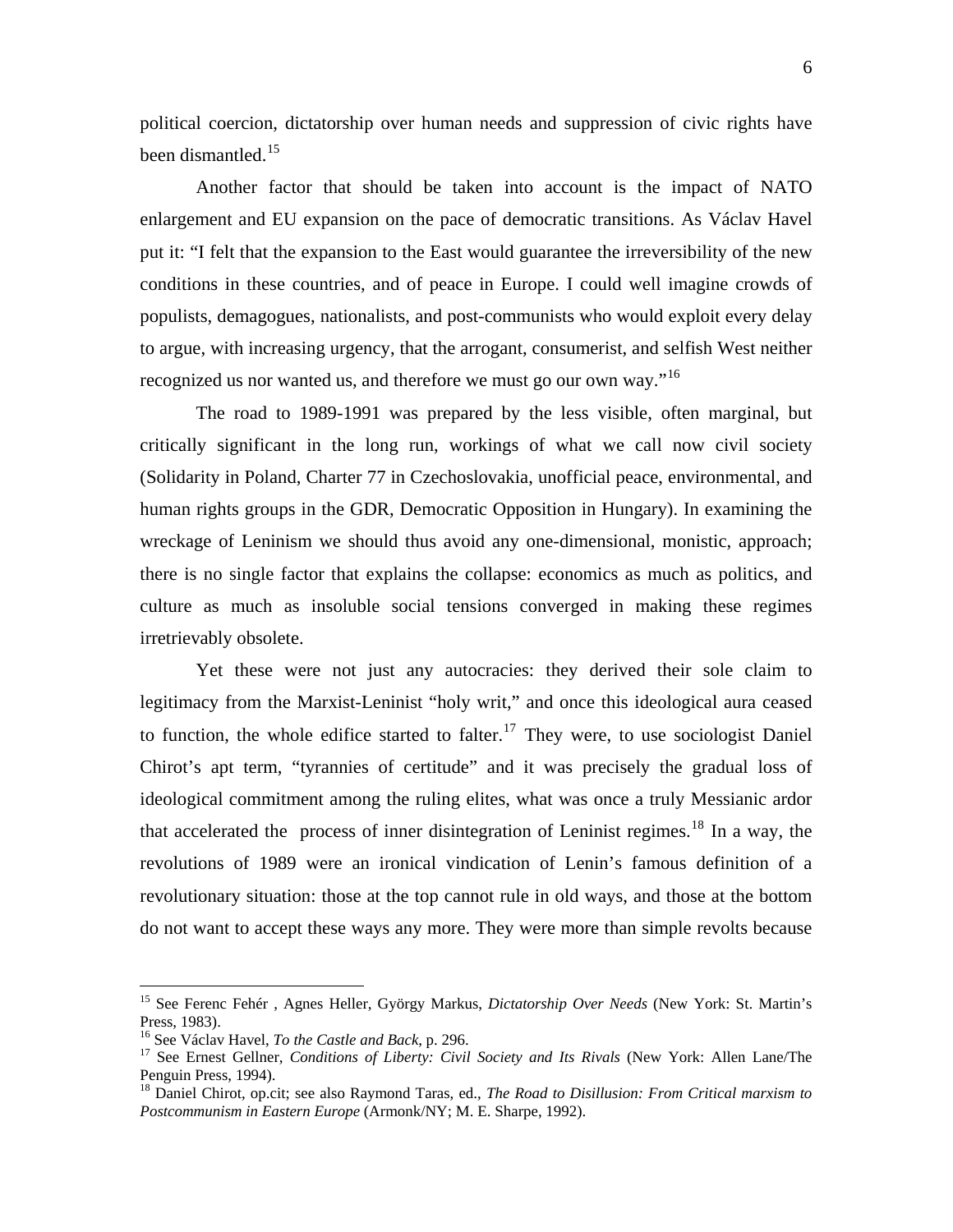political coercion, dictatorship over human needs and suppression of civic rights have been dismantled.[15]

Another factor that should be taken into account is the impact of NATO enlargement and EU expansion on the pace of democratic transitions. As Václav Havel put it: "I felt that the expansion to the East would guarantee the irreversibility of the new conditions in these countries, and of peace in Europe. I could well imagine crowds of populists, demagogues, nationalists, and post-communists who would exploit every delay to argue, with increasing urgency, that the arrogant, consumerist, and selfish West neither recognized us nor wanted us, and therefore we must go our own way."[16]

The road to 1989-1991 was prepared by the less visible, often marginal, but critically significant in the long run, workings of what we call now civil society (Solidarity in Poland, Charter 77 in Czechoslovakia, unofficial peace, environmental, and human rights groups in the GDR, Democratic Opposition in Hungary). In examining the wreckage of Leninism we should thus avoid any one-dimensional, monistic, approach; there is no single factor that explains the collapse: economics as much as politics, and culture as much as insoluble social tensions converged in making these regimes irretrievably obsolete.

Yet these were not just any autocracies: they derived their sole claim to legitimacy from the Marxist-Leninist "holy writ," and once this ideological aura ceased to function, the whole edifice started to falter.[17] They were, to use sociologist Daniel Chirot's apt term, "tyrannies of certitude" and it was precisely the gradual loss of ideological commitment among the ruling elites, what was once a truly Messianic ardor that accelerated the process of inner disintegration of Leninist regimes.[18] In a way, the revolutions of 1989 were an ironical vindication of Lenin's famous definition of a revolutionary situation: those at the top cannot rule in old ways, and those at the bottom do not want to accept these ways any more. They were more than simple revolts because

---

[15] See Ferenc Fehér , Agnes Heller, György Markus, *Dictatorship Over Needs* (New York: St. Martin's Press, 1983).

[16] See Václav Havel, *To the Castle and Back*, p. 296.

[17] See Ernest Gellner, *Conditions of Liberty: Civil Society and Its Rivals* (New York: Allen Lane/The Penguin Press, 1994).

[18] Daniel Chirot, op.cit; see also Raymond Taras, ed., *The Road to Disillusion: From Critical marxism to Postcommunism in Eastern Europe* (Armonk/NY; M. E. Sharpe, 1992).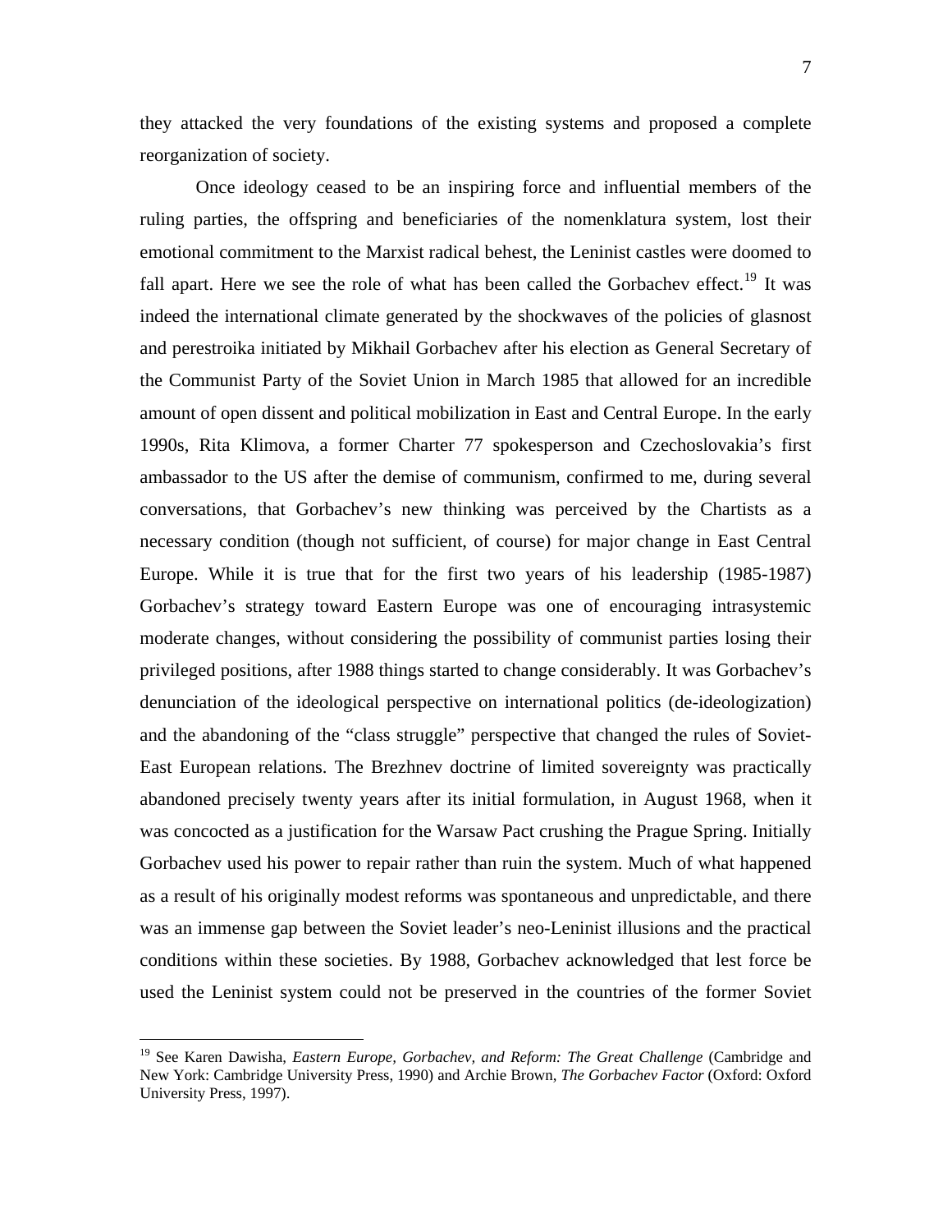they attacked the very foundations of the existing systems and proposed a complete reorganization of society.

Once ideology ceased to be an inspiring force and influential members of the ruling parties, the offspring and beneficiaries of the nomenklatura system, lost their emotional commitment to the Marxist radical behest, the Leninist castles were doomed to fall apart. Here we see the role of what has been called the Gorbachev effect.[19] It was indeed the international climate generated by the shockwaves of the policies of glasnost and perestroika initiated by Mikhail Gorbachev after his election as General Secretary of the Communist Party of the Soviet Union in March 1985 that allowed for an incredible amount of open dissent and political mobilization in East and Central Europe. In the early 1990s, Rita Klimova, a former Charter 77 spokesperson and Czechoslovakia's first ambassador to the US after the demise of communism, confirmed to me, during several conversations, that Gorbachev's new thinking was perceived by the Chartists as a necessary condition (though not sufficient, of course) for major change in East Central Europe. While it is true that for the first two years of his leadership (1985-1987) Gorbachev's strategy toward Eastern Europe was one of encouraging intrasystemic moderate changes, without considering the possibility of communist parties losing their privileged positions, after 1988 things started to change considerably. It was Gorbachev's denunciation of the ideological perspective on international politics (de-ideologization) and the abandoning of the "class struggle" perspective that changed the rules of Soviet-East European relations. The Brezhnev doctrine of limited sovereignty was practically abandoned precisely twenty years after its initial formulation, in August 1968, when it was concocted as a justification for the Warsaw Pact crushing the Prague Spring. Initially Gorbachev used his power to repair rather than ruin the system. Much of what happened as a result of his originally modest reforms was spontaneous and unpredictable, and there was an immense gap between the Soviet leader's neo-Leninist illusions and the practical conditions within these societies. By 1988, Gorbachev acknowledged that lest force be used the Leninist system could not be preserved in the countries of the former Soviet

---

[19] See Karen Dawisha, *Eastern Europe, Gorbachev, and Reform: The Great Challenge* (Cambridge and New York: Cambridge University Press, 1990) and Archie Brown, *The Gorbachev Factor* (Oxford: Oxford University Press, 1997).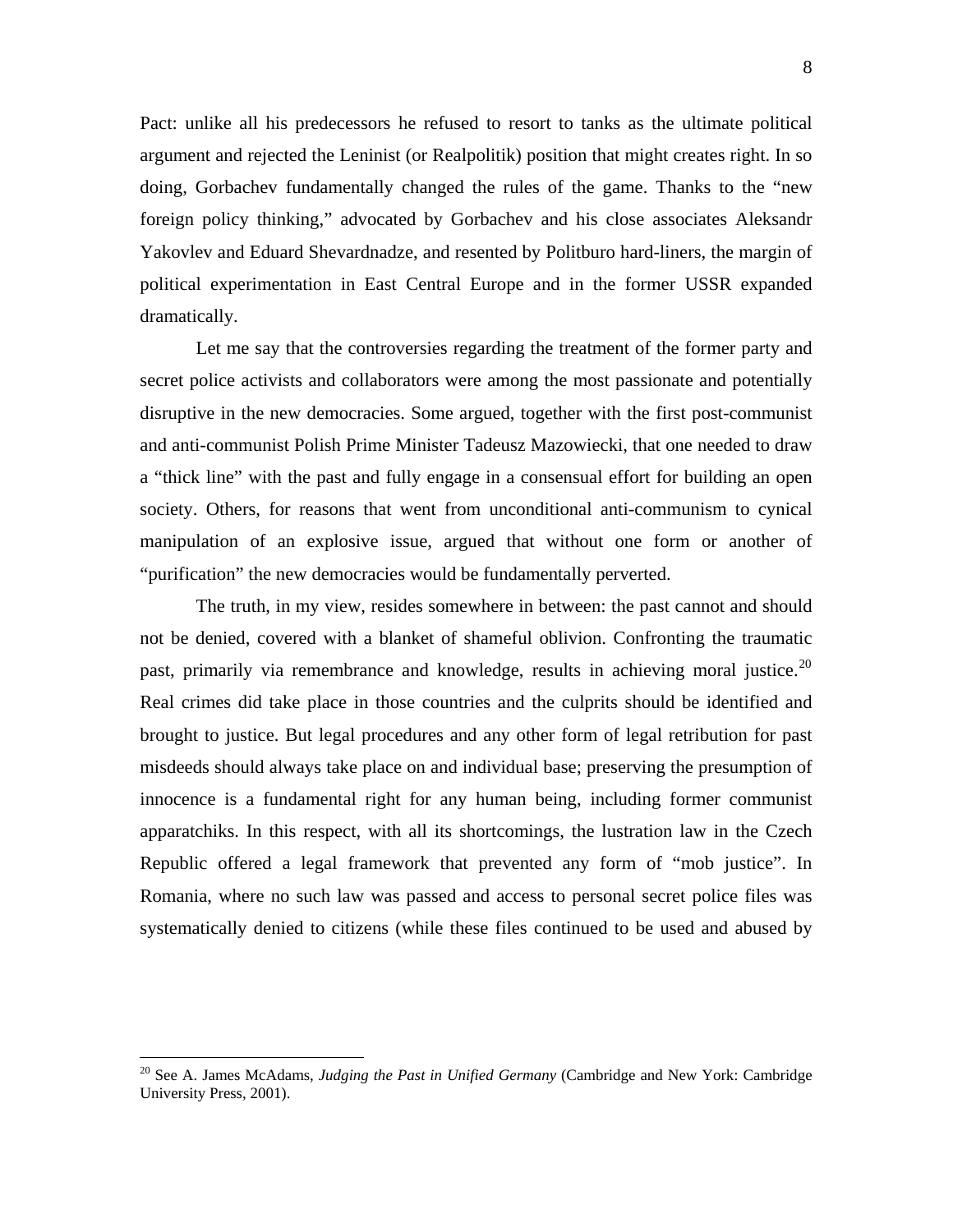Pact: unlike all his predecessors he refused to resort to tanks as the ultimate political argument and rejected the Leninist (or Realpolitik) position that might creates right. In so doing, Gorbachev fundamentally changed the rules of the game. Thanks to the "new foreign policy thinking," advocated by Gorbachev and his close associates Aleksandr Yakovlev and Eduard Shevardnadze, and resented by Politburo hard-liners, the margin of political experimentation in East Central Europe and in the former USSR expanded dramatically.

Let me say that the controversies regarding the treatment of the former party and secret police activists and collaborators were among the most passionate and potentially disruptive in the new democracies. Some argued, together with the first post-communist and anti-communist Polish Prime Minister Tadeusz Mazowiecki, that one needed to draw a "thick line" with the past and fully engage in a consensual effort for building an open society. Others, for reasons that went from unconditional anti-communism to cynical manipulation of an explosive issue, argued that without one form or another of "purification" the new democracies would be fundamentally perverted.

The truth, in my view, resides somewhere in between: the past cannot and should not be denied, covered with a blanket of shameful oblivion. Confronting the traumatic past, primarily via remembrance and knowledge, results in achieving moral justice.[20] Real crimes did take place in those countries and the culprits should be identified and brought to justice. But legal procedures and any other form of legal retribution for past misdeeds should always take place on and individual base; preserving the presumption of innocence is a fundamental right for any human being, including former communist apparatchiks. In this respect, with all its shortcomings, the lustration law in the Czech Republic offered a legal framework that prevented any form of "mob justice". In Romania, where no such law was passed and access to personal secret police files was systematically denied to citizens (while these files continued to be used and abused by

---

[20] See A. James McAdams, *Judging the Past in Unified Germany* (Cambridge and New York: Cambridge University Press, 2001).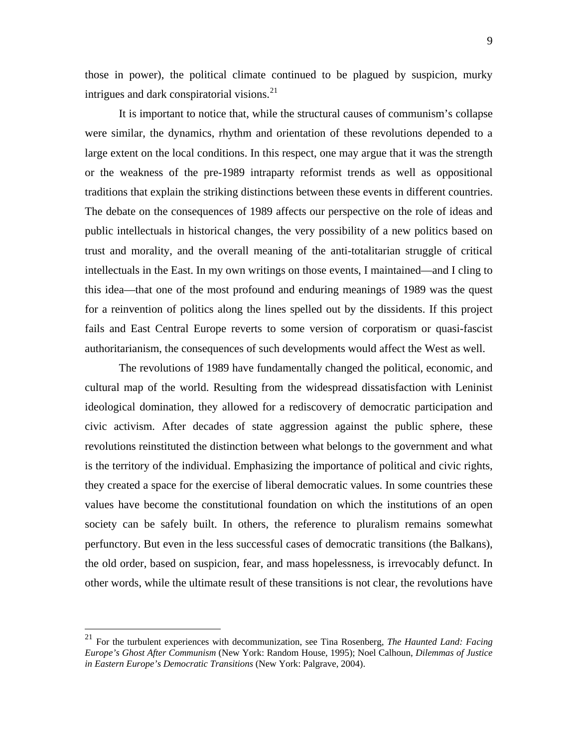those in power), the political climate continued to be plagued by suspicion, murky intrigues and dark conspiratorial visions.[21]

It is important to notice that, while the structural causes of communism's collapse were similar, the dynamics, rhythm and orientation of these revolutions depended to a large extent on the local conditions. In this respect, one may argue that it was the strength or the weakness of the pre-1989 intraparty reformist trends as well as oppositional traditions that explain the striking distinctions between these events in different countries. The debate on the consequences of 1989 affects our perspective on the role of ideas and public intellectuals in historical changes, the very possibility of a new politics based on trust and morality, and the overall meaning of the anti-totalitarian struggle of critical intellectuals in the East. In my own writings on those events, I maintained—and I cling to this idea—that one of the most profound and enduring meanings of 1989 was the quest for a reinvention of politics along the lines spelled out by the dissidents. If this project fails and East Central Europe reverts to some version of corporatism or quasi-fascist authoritarianism, the consequences of such developments would affect the West as well.

The revolutions of 1989 have fundamentally changed the political, economic, and cultural map of the world. Resulting from the widespread dissatisfaction with Leninist ideological domination, they allowed for a rediscovery of democratic participation and civic activism. After decades of state aggression against the public sphere, these revolutions reinstituted the distinction between what belongs to the government and what is the territory of the individual. Emphasizing the importance of political and civic rights, they created a space for the exercise of liberal democratic values. In some countries these values have become the constitutional foundation on which the institutions of an open society can be safely built. In others, the reference to pluralism remains somewhat perfunctory. But even in the less successful cases of democratic transitions (the Balkans), the old order, based on suspicion, fear, and mass hopelessness, is irrevocably defunct. In other words, while the ultimate result of these transitions is not clear, the revolutions have

---

[21] For the turbulent experiences with decommunization, see Tina Rosenberg, *The Haunted Land: Facing Europe's Ghost After Communism* (New York: Random House, 1995); Noel Calhoun, *Dilemmas of Justice in Eastern Europe's Democratic Transitions* (New York: Palgrave, 2004).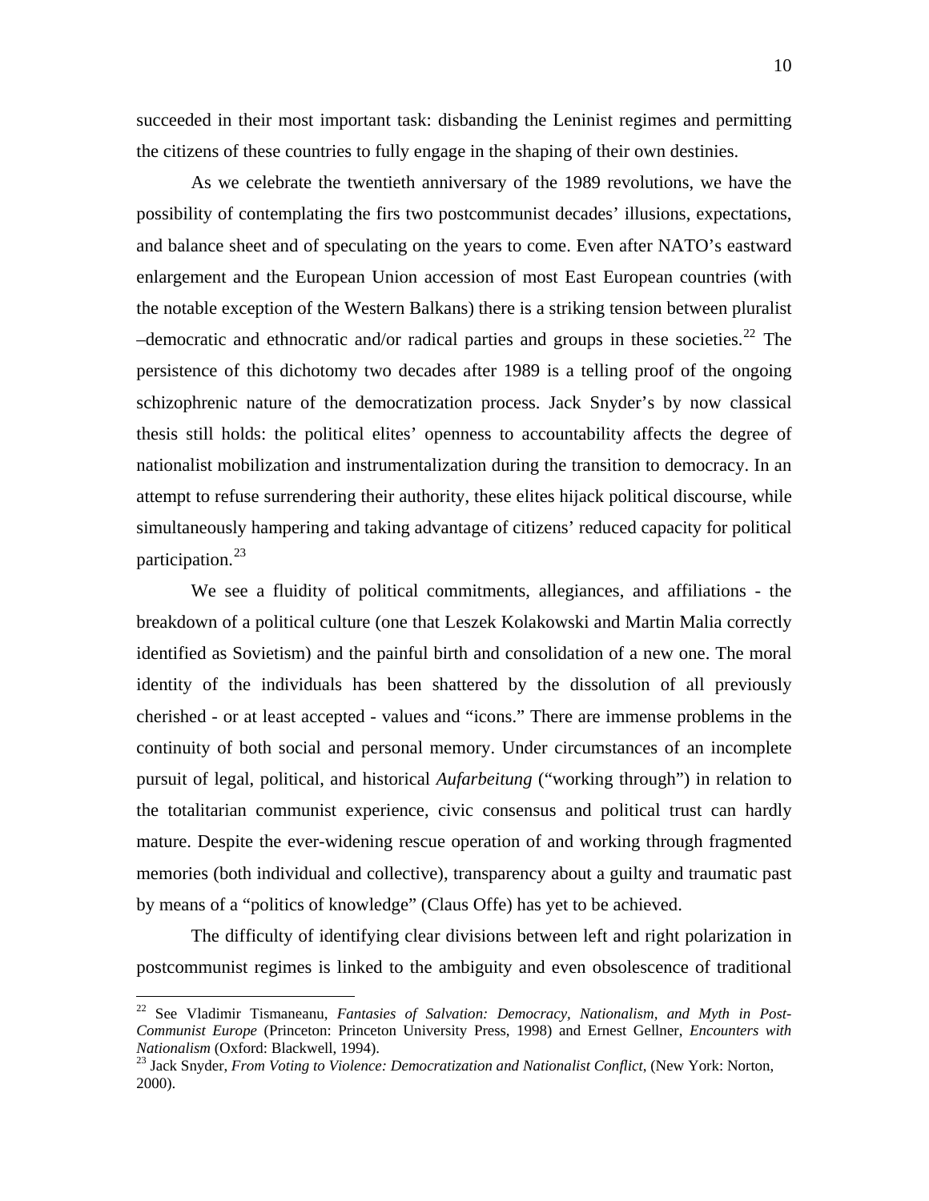succeeded in their most important task: disbanding the Leninist regimes and permitting the citizens of these countries to fully engage in the shaping of their own destinies.

As we celebrate the twentieth anniversary of the 1989 revolutions, we have the possibility of contemplating the firs two postcommunist decades' illusions, expectations, and balance sheet and of speculating on the years to come. Even after NATO's eastward enlargement and the European Union accession of most East European countries (with the notable exception of the Western Balkans) there is a striking tension between pluralist –democratic and ethnocratic and/or radical parties and groups in these societies.[22] The persistence of this dichotomy two decades after 1989 is a telling proof of the ongoing schizophrenic nature of the democratization process. Jack Snyder's by now classical thesis still holds: the political elites' openness to accountability affects the degree of nationalist mobilization and instrumentalization during the transition to democracy. In an attempt to refuse surrendering their authority, these elites hijack political discourse, while simultaneously hampering and taking advantage of citizens' reduced capacity for political participation.[23]

We see a fluidity of political commitments, allegiances, and affiliations - the breakdown of a political culture (one that Leszek Kolakowski and Martin Malia correctly identified as Sovietism) and the painful birth and consolidation of a new one. The moral identity of the individuals has been shattered by the dissolution of all previously cherished - or at least accepted - values and "icons." There are immense problems in the continuity of both social and personal memory. Under circumstances of an incomplete pursuit of legal, political, and historical *Aufarbeitung* ("working through") in relation to the totalitarian communist experience, civic consensus and political trust can hardly mature. Despite the ever-widening rescue operation of and working through fragmented memories (both individual and collective), transparency about a guilty and traumatic past by means of a "politics of knowledge" (Claus Offe) has yet to be achieved.

The difficulty of identifying clear divisions between left and right polarization in postcommunist regimes is linked to the ambiguity and even obsolescence of traditional

---

[22] See Vladimir Tismaneanu, *Fantasies of Salvation: Democracy, Nationalism, and Myth in Post-Communist Europe* (Princeton: Princeton University Press, 1998) and Ernest Gellner, *Encounters with Nationalism* (Oxford: Blackwell, 1994).

[23] Jack Snyder, *From Voting to Violence: Democratization and Nationalist Conflict*, (New York: Norton, 2000).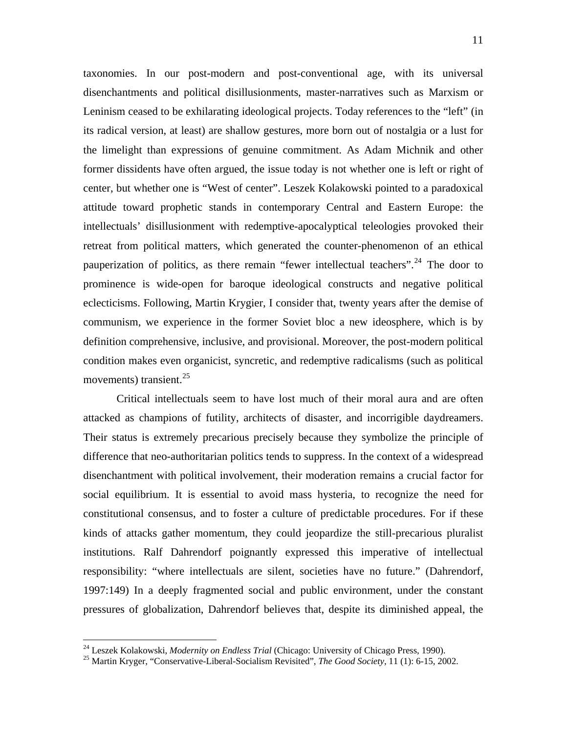taxonomies. In our post-modern and post-conventional age, with its universal disenchantments and political disillusionments, master-narratives such as Marxism or Leninism ceased to be exhilarating ideological projects. Today references to the "left" (in its radical version, at least) are shallow gestures, more born out of nostalgia or a lust for the limelight than expressions of genuine commitment. As Adam Michnik and other former dissidents have often argued, the issue today is not whether one is left or right of center, but whether one is "West of center". Leszek Kolakowski pointed to a paradoxical attitude toward prophetic stands in contemporary Central and Eastern Europe: the intellectuals' disillusionment with redemptive-apocalyptical teleologies provoked their retreat from political matters, which generated the counter-phenomenon of an ethical pauperization of politics, as there remain "fewer intellectual teachers".[24] The door to prominence is wide-open for baroque ideological constructs and negative political eclecticisms. Following, Martin Krygier, I consider that, twenty years after the demise of communism, we experience in the former Soviet bloc a new ideosphere, which is by definition comprehensive, inclusive, and provisional. Moreover, the post-modern political condition makes even organicist, syncretic, and redemptive radicalisms (such as political movements) transient.[25]

Critical intellectuals seem to have lost much of their moral aura and are often attacked as champions of futility, architects of disaster, and incorrigible daydreamers. Their status is extremely precarious precisely because they symbolize the principle of difference that neo-authoritarian politics tends to suppress. In the context of a widespread disenchantment with political involvement, their moderation remains a crucial factor for social equilibrium. It is essential to avoid mass hysteria, to recognize the need for constitutional consensus, and to foster a culture of predictable procedures. For if these kinds of attacks gather momentum, they could jeopardize the still-precarious pluralist institutions. Ralf Dahrendorf poignantly expressed this imperative of intellectual responsibility: "where intellectuals are silent, societies have no future." (Dahrendorf, 1997:149) In a deeply fragmented social and public environment, under the constant pressures of globalization, Dahrendorf believes that, despite its diminished appeal, the

---

[24] Leszek Kolakowski, *Modernity on Endless Trial* (Chicago: University of Chicago Press, 1990).

[25] Martin Kryger, "Conservative-Liberal-Socialism Revisited", *The Good Society*, 11 (1): 6-15, 2002.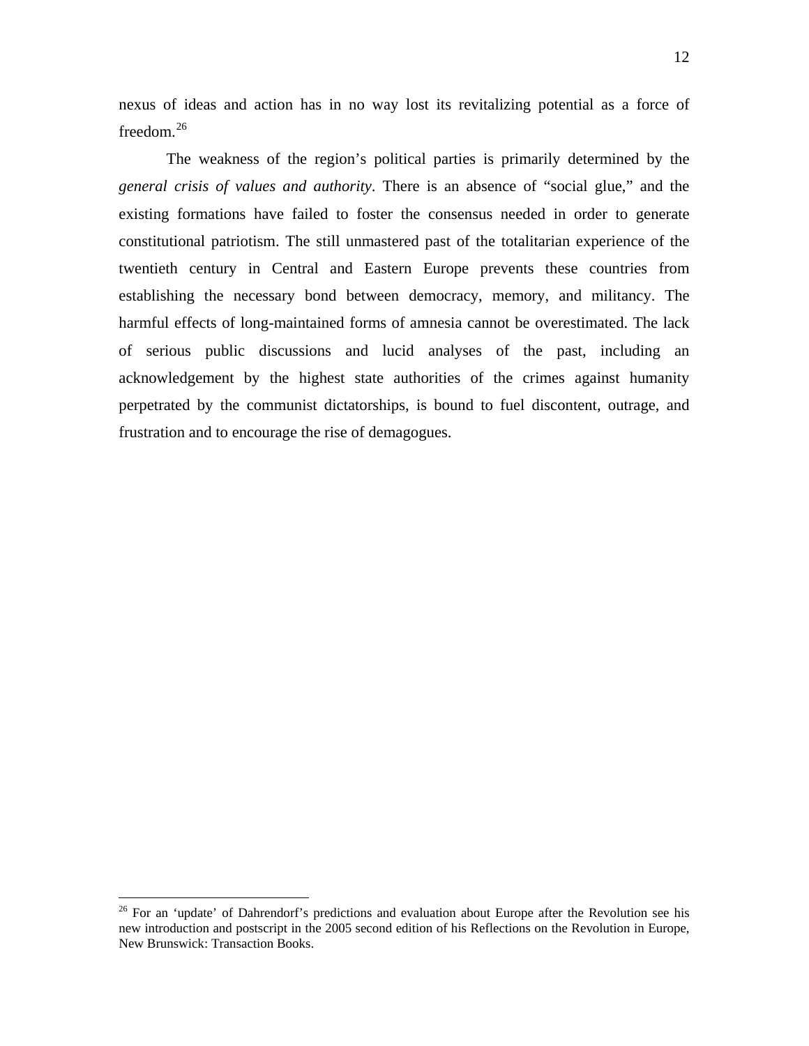nexus of ideas and action has in no way lost its revitalizing potential as a force of freedom.[26]

The weakness of the region's political parties is primarily determined by the *general crisis of values and authority*. There is an absence of "social glue," and the existing formations have failed to foster the consensus needed in order to generate constitutional patriotism. The still unmastered past of the totalitarian experience of the twentieth century in Central and Eastern Europe prevents these countries from establishing the necessary bond between democracy, memory, and militancy. The harmful effects of long-maintained forms of amnesia cannot be overestimated. The lack of serious public discussions and lucid analyses of the past, including an acknowledgement by the highest state authorities of the crimes against humanity perpetrated by the communist dictatorships, is bound to fuel discontent, outrage, and frustration and to encourage the rise of demagogues.

---

[26] For an 'update' of Dahrendorf's predictions and evaluation about Europe after the Revolution see his new introduction and postscript in the 2005 second edition of his Reflections on the Revolution in Europe, New Brunswick: Transaction Books.